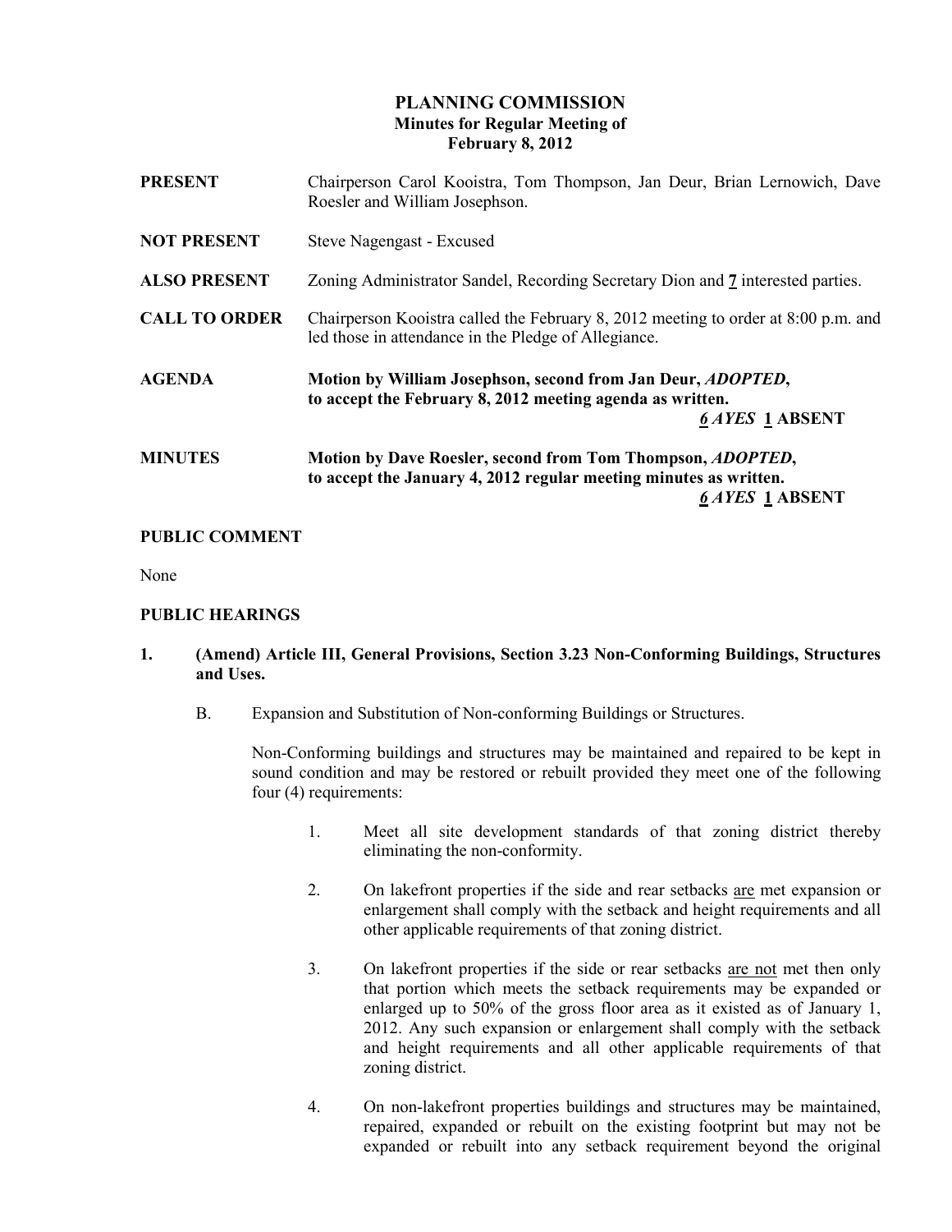# PLANNING COMMISSION
## Minutes for Regular Meeting of
## February 8, 2012

**PRESENT** Chairperson Carol Kooistra, Tom Thompson, Jan Deur, Brian Lernowich, Dave Roesler and William Josephson.

**NOT PRESENT** Steve Nagengast - Excused

**ALSO PRESENT** Zoning Administrator Sandel, Recording Secretary Dion and 7 interested parties.

**CALL TO ORDER** Chairperson Kooistra called the February 8, 2012 meeting to order at 8:00 p.m. and led those in attendance in the Pledge of Allegiance.

**AGENDA** **Motion by William Josephson, second from Jan Deur, *ADOPTED*, to accept the February 8, 2012 meeting agenda as written.**
***6 AYES*** **1 ABSENT**

**MINUTES** **Motion by Dave Roesler, second from Tom Thompson, *ADOPTED*, to accept the January 4, 2012 regular meeting minutes as written.**
***6 AYES*** **1 ABSENT**

### PUBLIC COMMENT

None

### PUBLIC HEARINGS

**1. (Amend) Article III, General Provisions, Section 3.23 Non-Conforming Buildings, Structures and Uses.**

B. Expansion and Substitution of Non-conforming Buildings or Structures.

Non-Conforming buildings and structures may be maintained and repaired to be kept in sound condition and may be restored or rebuilt provided they meet one of the following four (4) requirements:

1. Meet all site development standards of that zoning district thereby eliminating the non-conformity.

2. On lakefront properties if the side and rear setbacks are met expansion or enlargement shall comply with the setback and height requirements and all other applicable requirements of that zoning district.

3. On lakefront properties if the side or rear setbacks are not met then only that portion which meets the setback requirements may be expanded or enlarged up to 50% of the gross floor area as it existed as of January 1, 2012. Any such expansion or enlargement shall comply with the setback and height requirements and all other applicable requirements of that zoning district.

4. On non-lakefront properties buildings and structures may be maintained, repaired, expanded or rebuilt on the existing footprint but may not be expanded or rebuilt into any setback requirement beyond the original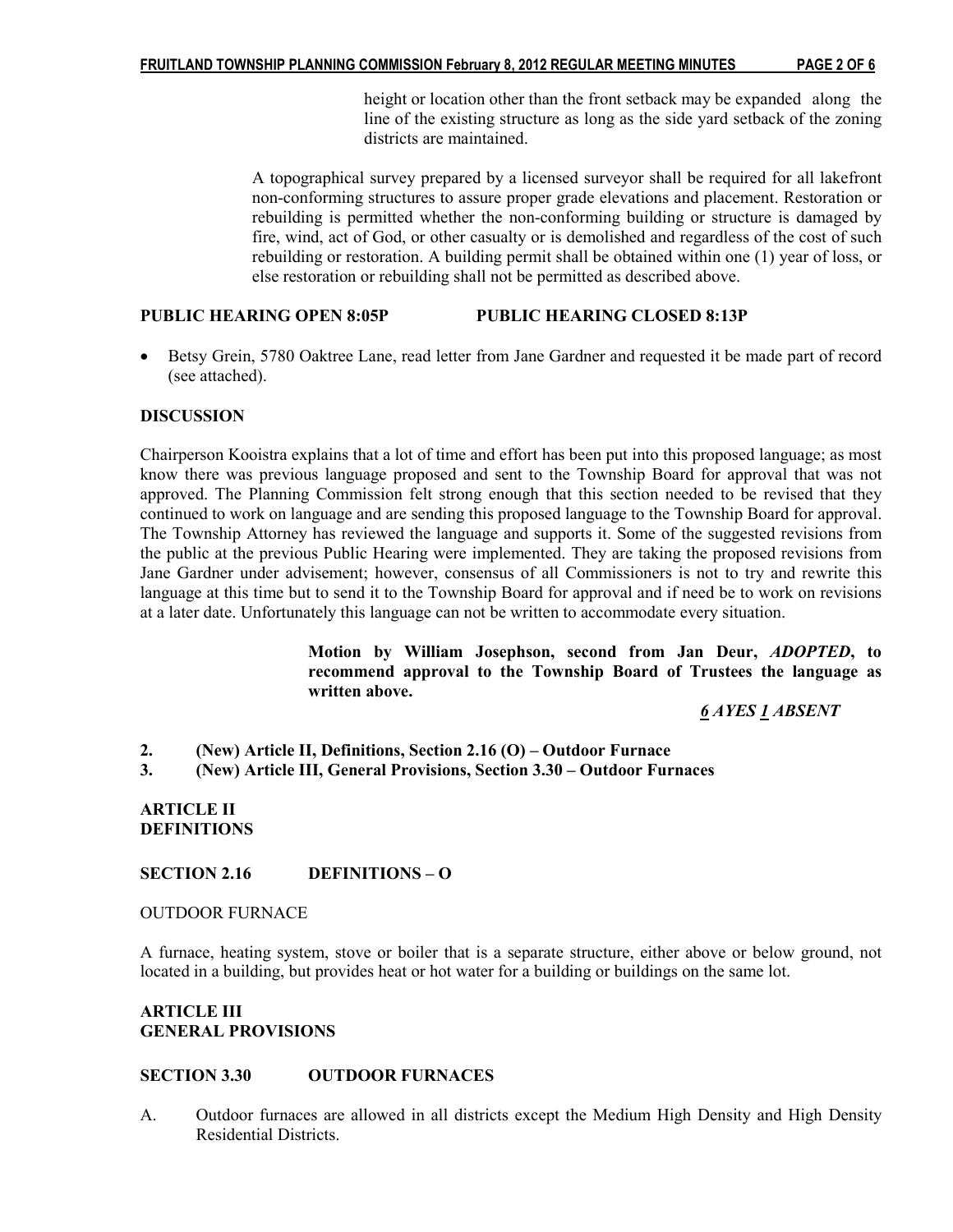height or location other than the front setback may be expanded along the line of the existing structure as long as the side yard setback of the zoning districts are maintained.

A topographical survey prepared by a licensed surveyor shall be required for all lakefront non-conforming structures to assure proper grade elevations and placement. Restoration or rebuilding is permitted whether the non-conforming building or structure is damaged by fire, wind, act of God, or other casualty or is demolished and regardless of the cost of such rebuilding or restoration. A building permit shall be obtained within one (1) year of loss, or else restoration or rebuilding shall not be permitted as described above.

**PUBLIC HEARING OPEN 8:05P PUBLIC HEARING CLOSED 8:13P**

- Betsy Grein, 5780 Oaktree Lane, read letter from Jane Gardner and requested it be made part of record (see attached).

**DISCUSSION**

Chairperson Kooistra explains that a lot of time and effort has been put into this proposed language; as most know there was previous language proposed and sent to the Township Board for approval that was not approved. The Planning Commission felt strong enough that this section needed to be revised that they continued to work on language and are sending this proposed language to the Township Board for approval. The Township Attorney has reviewed the language and supports it. Some of the suggested revisions from the public at the previous Public Hearing were implemented. They are taking the proposed revisions from Jane Gardner under advisement; however, consensus of all Commissioners is not to try and rewrite this language at this time but to send it to the Township Board for approval and if need be to work on revisions at a later date. Unfortunately this language can not be written to accommodate every situation.

**Motion by William Josephson, second from Jan Deur, *ADOPTED*, to recommend approval to the Township Board of Trustees the language as written above.**

***6* AYES *1* ABSENT**

**2. (New) Article II, Definitions, Section 2.16 (O) – Outdoor Furnace**

**3. (New) Article III, General Provisions, Section 3.30 – Outdoor Furnaces**

**ARTICLE II**
**DEFINITIONS**

**SECTION 2.16 DEFINITIONS – O**

OUTDOOR FURNACE

A furnace, heating system, stove or boiler that is a separate structure, either above or below ground, not located in a building, but provides heat or hot water for a building or buildings on the same lot.

**ARTICLE III**
**GENERAL PROVISIONS**

**SECTION 3.30 OUTDOOR FURNACES**

A. Outdoor furnaces are allowed in all districts except the Medium High Density and High Density Residential Districts.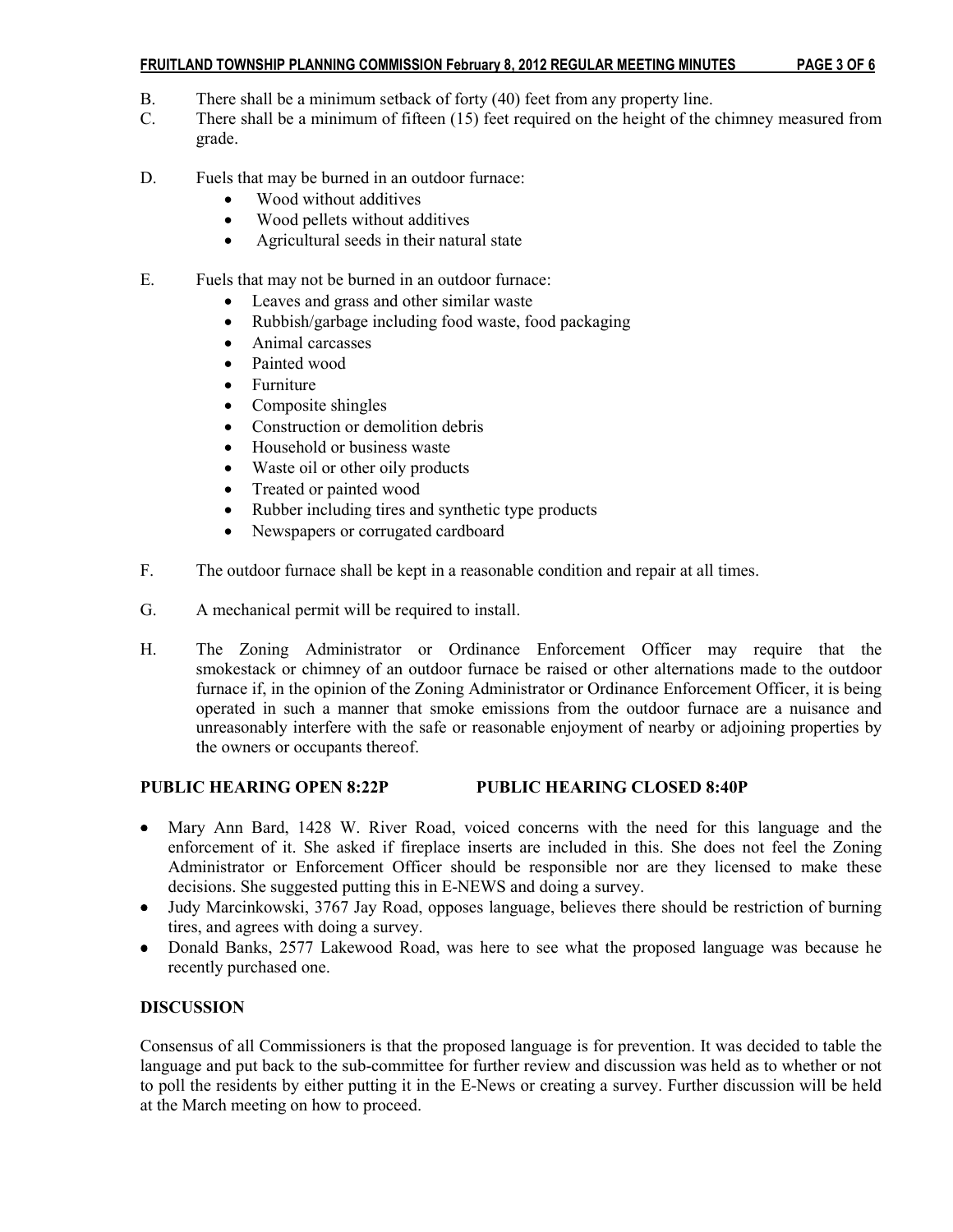B. There shall be a minimum setback of forty (40) feet from any property line.

C. There shall be a minimum of fifteen (15) feet required on the height of the chimney measured from grade.

D. Fuels that may be burned in an outdoor furnace:
- Wood without additives
- Wood pellets without additives
- Agricultural seeds in their natural state

E. Fuels that may not be burned in an outdoor furnace:
- Leaves and grass and other similar waste
- Rubbish/garbage including food waste, food packaging
- Animal carcasses
- Painted wood
- Furniture
- Composite shingles
- Construction or demolition debris
- Household or business waste
- Waste oil or other oily products
- Treated or painted wood
- Rubber including tires and synthetic type products
- Newspapers or corrugated cardboard

F. The outdoor furnace shall be kept in a reasonable condition and repair at all times.

G. A mechanical permit will be required to install.

H. The Zoning Administrator or Ordinance Enforcement Officer may require that the smokestack or chimney of an outdoor furnace be raised or other alternations made to the outdoor furnace if, in the opinion of the Zoning Administrator or Ordinance Enforcement Officer, it is being operated in such a manner that smoke emissions from the outdoor furnace are a nuisance and unreasonably interfere with the safe or reasonable enjoyment of nearby or adjoining properties by the owners or occupants thereof.

**PUBLIC HEARING OPEN 8:22P PUBLIC HEARING CLOSED 8:40P**

- Mary Ann Bard, 1428 W. River Road, voiced concerns with the need for this language and the enforcement of it. She asked if fireplace inserts are included in this. She does not feel the Zoning Administrator or Enforcement Officer should be responsible nor are they licensed to make these decisions. She suggested putting this in E-NEWS and doing a survey.
- Judy Marcinkowski, 3767 Jay Road, opposes language, believes there should be restriction of burning tires, and agrees with doing a survey.
- Donald Banks, 2577 Lakewood Road, was here to see what the proposed language was because he recently purchased one.

**DISCUSSION**

Consensus of all Commissioners is that the proposed language is for prevention. It was decided to table the language and put back to the sub-committee for further review and discussion was held as to whether or not to poll the residents by either putting it in the E-News or creating a survey. Further discussion will be held at the March meeting on how to proceed.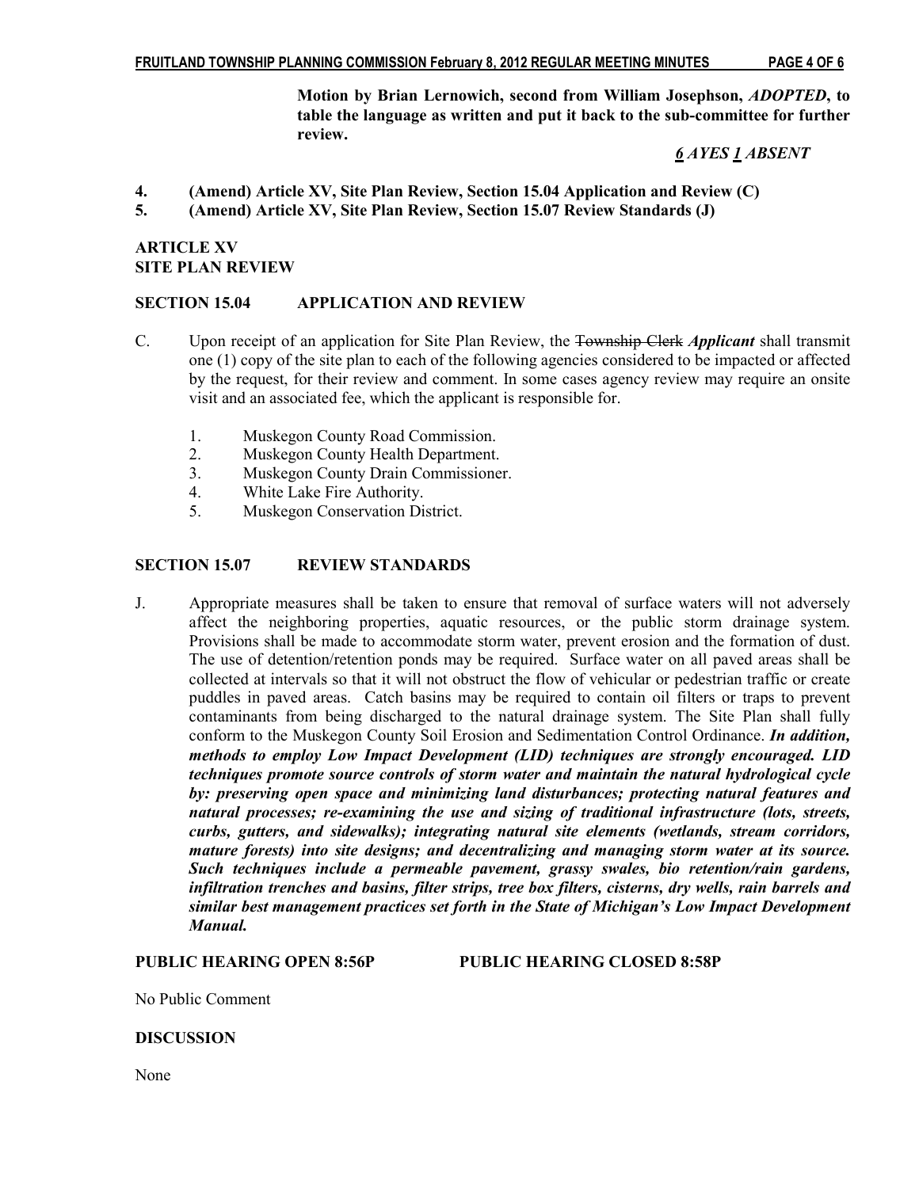**Motion by Brian Lernowich, second from William Josephson, *ADOPTED*, to table the language as written and put it back to the sub-committee for further review.**

***6* AYES *1* ABSENT**

**4. (Amend) Article XV, Site Plan Review, Section 15.04 Application and Review (C)**

**5. (Amend) Article XV, Site Plan Review, Section 15.07 Review Standards (J)**

**ARTICLE XV**
**SITE PLAN REVIEW**

**SECTION 15.04 APPLICATION AND REVIEW**

C. Upon receipt of an application for Site Plan Review, the ~~Township Clerk~~ ***Applicant*** shall transmit one (1) copy of the site plan to each of the following agencies considered to be impacted or affected by the request, for their review and comment. In some cases agency review may require an onsite visit and an associated fee, which the applicant is responsible for.

1. Muskegon County Road Commission.
2. Muskegon County Health Department.
3. Muskegon County Drain Commissioner.
4. White Lake Fire Authority.
5. Muskegon Conservation District.

**SECTION 15.07 REVIEW STANDARDS**

J. Appropriate measures shall be taken to ensure that removal of surface waters will not adversely affect the neighboring properties, aquatic resources, or the public storm drainage system. Provisions shall be made to accommodate storm water, prevent erosion and the formation of dust. The use of detention/retention ponds may be required. Surface water on all paved areas shall be collected at intervals so that it will not obstruct the flow of vehicular or pedestrian traffic or create puddles in paved areas. Catch basins may be required to contain oil filters or traps to prevent contaminants from being discharged to the natural drainage system. The Site Plan shall fully conform to the Muskegon County Soil Erosion and Sedimentation Control Ordinance. ***In addition, methods to employ Low Impact Development (LID) techniques are strongly encouraged. LID techniques promote source controls of storm water and maintain the natural hydrological cycle by: preserving open space and minimizing land disturbances; protecting natural features and natural processes; re-examining the use and sizing of traditional infrastructure (lots, streets, curbs, gutters, and sidewalks); integrating natural site elements (wetlands, stream corridors, mature forests) into site designs; and decentralizing and managing storm water at its source. Such techniques include a permeable pavement, grassy swales, bio retention/rain gardens, infiltration trenches and basins, filter strips, tree box filters, cisterns, dry wells, rain barrels and similar best management practices set forth in the State of Michigan's Low Impact Development Manual.***

**PUBLIC HEARING OPEN 8:56P PUBLIC HEARING CLOSED 8:58P**

No Public Comment

**DISCUSSION**

None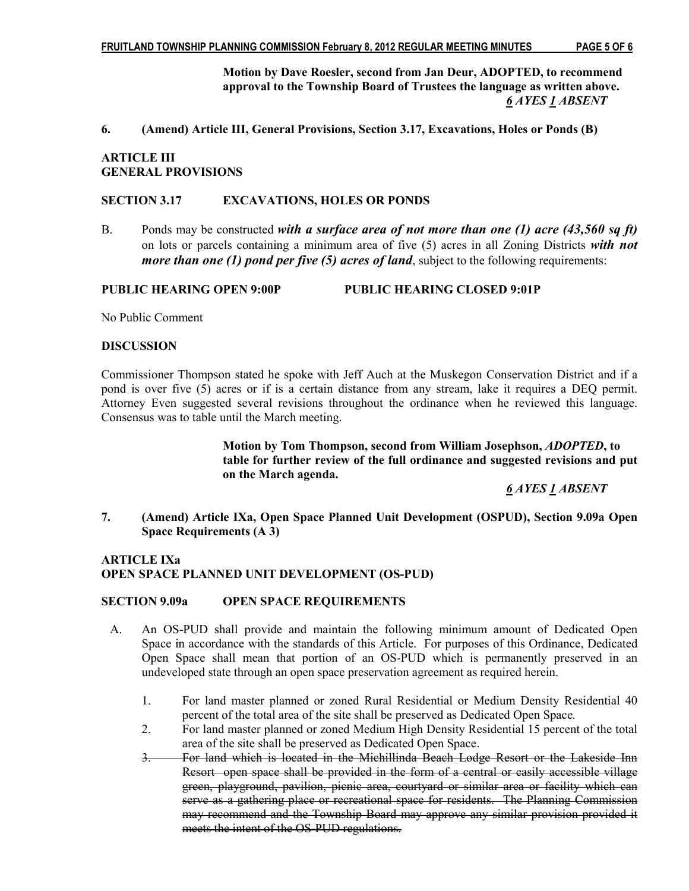**Motion by Dave Roesler, second from Jan Deur, ADOPTED, to recommend approval to the Township Board of Trustees the language as written above.**
***6* AYES *1* ABSENT**

**6. (Amend) Article III, General Provisions, Section 3.17, Excavations, Holes or Ponds (B)**

**ARTICLE III**
**GENERAL PROVISIONS**

**SECTION 3.17 EXCAVATIONS, HOLES OR PONDS**

B. Ponds may be constructed ***with a surface area of not more than one (1) acre (43,560 sq ft)*** on lots or parcels containing a minimum area of five (5) acres in all Zoning Districts ***with not more than one (1) pond per five (5) acres of land***, subject to the following requirements:

**PUBLIC HEARING OPEN 9:00P PUBLIC HEARING CLOSED 9:01P**

No Public Comment

**DISCUSSION**

Commissioner Thompson stated he spoke with Jeff Auch at the Muskegon Conservation District and if a pond is over five (5) acres or if is a certain distance from any stream, lake it requires a DEQ permit. Attorney Even suggested several revisions throughout the ordinance when he reviewed this language. Consensus was to table until the March meeting.

**Motion by Tom Thompson, second from William Josephson, *ADOPTED*, to table for further review of the full ordinance and suggested revisions and put on the March agenda.**

***6* AYES *1* ABSENT**

**7. (Amend) Article IXa, Open Space Planned Unit Development (OSPUD), Section 9.09a Open Space Requirements (A 3)**

**ARTICLE IXa**
**OPEN SPACE PLANNED UNIT DEVELOPMENT (OS-PUD)**

**SECTION 9.09a OPEN SPACE REQUIREMENTS**

A. An OS-PUD shall provide and maintain the following minimum amount of Dedicated Open Space in accordance with the standards of this Article. For purposes of this Ordinance, Dedicated Open Space shall mean that portion of an OS-PUD which is permanently preserved in an undeveloped state through an open space preservation agreement as required herein.

1. For land master planned or zoned Rural Residential or Medium Density Residential 40 percent of the total area of the site shall be preserved as Dedicated Open Space.
2. For land master planned or zoned Medium High Density Residential 15 percent of the total area of the site shall be preserved as Dedicated Open Space.
3. ~~For land which is located in the Michillinda Beach Lodge Resort or the Lakeside Inn Resort open space shall be provided in the form of a central or easily accessible village green, playground, pavilion, picnic area, courtyard or similar area or facility which can serve as a gathering place or recreational space for residents. The Planning Commission may recommend and the Township Board may approve any similar provision provided it meets the intent of the OS-PUD regulations.~~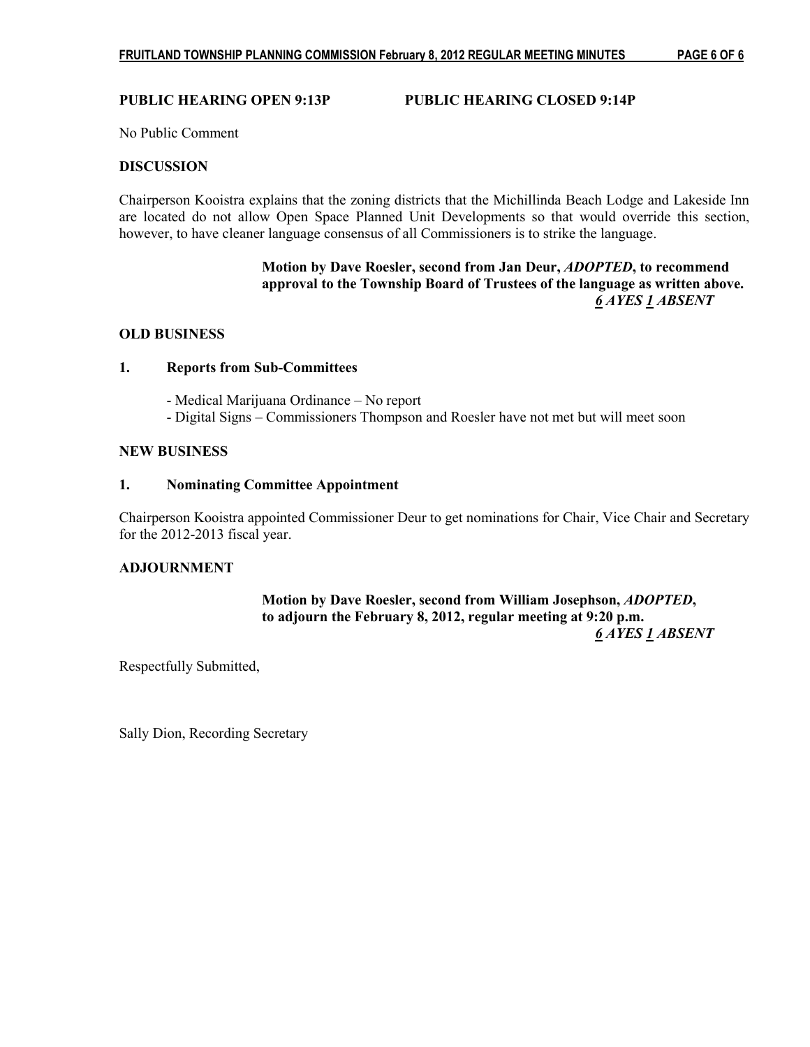**PUBLIC HEARING OPEN 9:13P                PUBLIC HEARING CLOSED 9:14P**

No Public Comment

**DISCUSSION**

Chairperson Kooistra explains that the zoning districts that the Michillinda Beach Lodge and Lakeside Inn are located do not allow Open Space Planned Unit Developments so that would override this section, however, to have cleaner language consensus of all Commissioners is to strike the language.

> **Motion by Dave Roesler, second from Jan Deur, *ADOPTED*, to recommend approval to the Township Board of Trustees of the language as written above.**
> ***6 AYES 1 ABSENT***

**OLD BUSINESS**

**1. Reports from Sub-Committees**

- Medical Marijuana Ordinance – No report
- Digital Signs – Commissioners Thompson and Roesler have not met but will meet soon

**NEW BUSINESS**

**1. Nominating Committee Appointment**

Chairperson Kooistra appointed Commissioner Deur to get nominations for Chair, Vice Chair and Secretary for the 2012-2013 fiscal year.

**ADJOURNMENT**

> **Motion by Dave Roesler, second from William Josephson, *ADOPTED*, to adjourn the February 8, 2012, regular meeting at 9:20 p.m.**
> ***6 AYES 1 ABSENT***

Respectfully Submitted,

Sally Dion, Recording Secretary